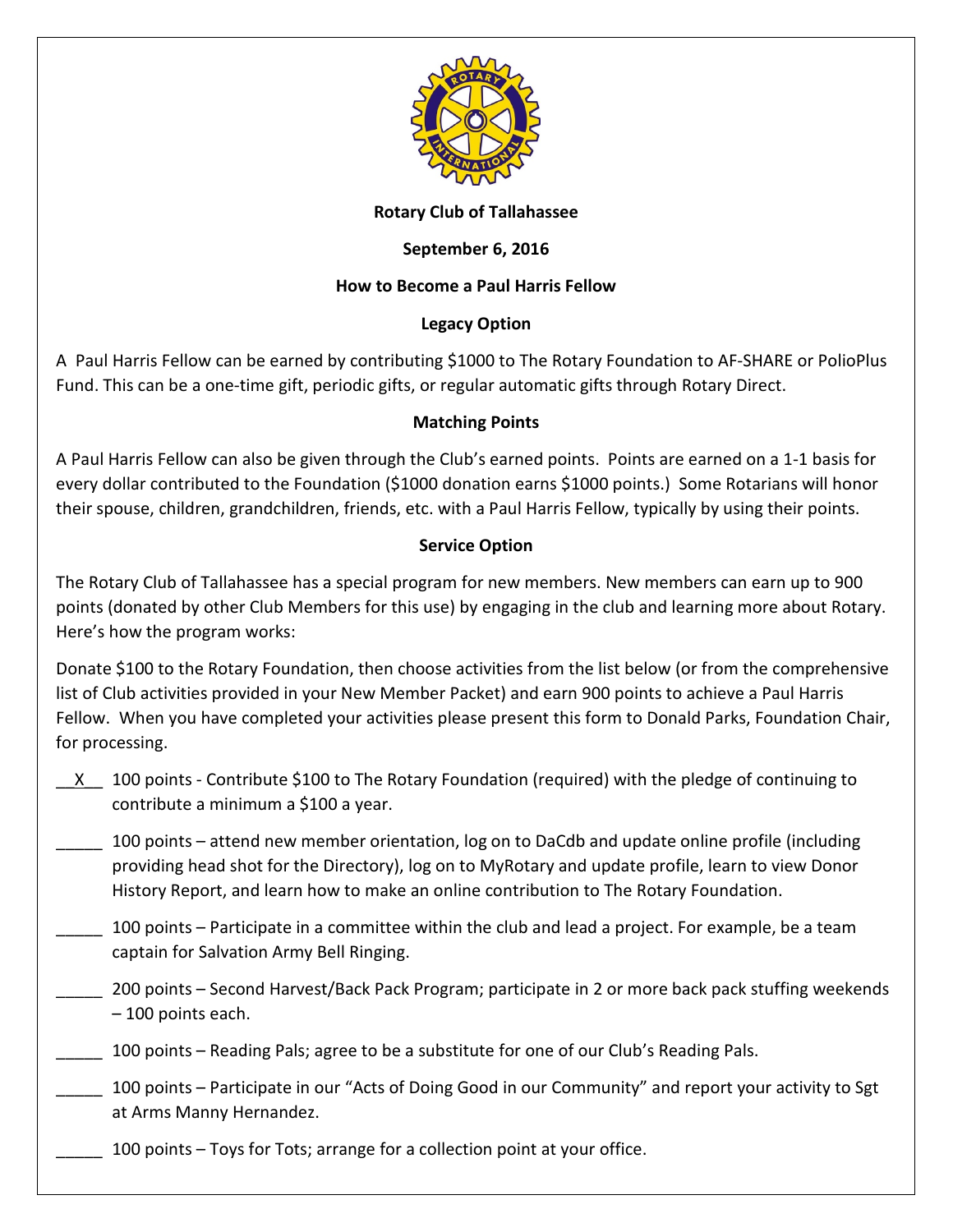**Rotary Club of Tallahassee**

**September 6, 2016**

**How to Become a Paul Harris Fellow**

**Legacy Option**

A Paul Harris Fellow can be earned by contributing $1000 to The Rotary Foundation to AF-SHARE or PolioPlus Fund. This can be a one-time gift, periodic gifts, or regular automatic gifts through Rotary Direct.

**Matching Points**

A Paul Harris Fellow can also be given through the Club's earned points. Points are earned on a 1-1 basis for every dollar contributed to the Foundation ($1000 donation earns $1000 points.) Some Rotarians will honor their spouse, children, grandchildren, friends, etc. with a Paul Harris Fellow, typically by using their points.

**Service Option**

The Rotary Club of Tallahassee has a special program for new members. New members can earn up to 900 points (donated by other Club Members for this use) by engaging in the club and learning more about Rotary. Here's how the program works:

Donate $100 to the Rotary Foundation, then choose activities from the list below (or from the comprehensive list of Club activities provided in your New Member Packet) and earn 900 points to achieve a Paul Harris Fellow. When you have completed your activities please present this form to Donald Parks, Foundation Chair, for processing.

\_\_X\_\_ 100 points - Contribute $100 to The Rotary Foundation (required) with the pledge of continuing to contribute a minimum a $100 a year.

\_\_\_\_\_ 100 points – attend new member orientation, log on to DaCdb and update online profile (including providing head shot for the Directory), log on to MyRotary and update profile, learn to view Donor History Report, and learn how to make an online contribution to The Rotary Foundation.

\_\_\_\_\_ 100 points – Participate in a committee within the club and lead a project. For example, be a team captain for Salvation Army Bell Ringing.

\_\_\_\_\_ 200 points – Second Harvest/Back Pack Program; participate in 2 or more back pack stuffing weekends – 100 points each.

\_\_\_\_\_ 100 points – Reading Pals; agree to be a substitute for one of our Club's Reading Pals.

\_\_\_\_\_ 100 points – Participate in our "Acts of Doing Good in our Community" and report your activity to Sgt at Arms Manny Hernandez.

\_\_\_\_\_ 100 points – Toys for Tots; arrange for a collection point at your office.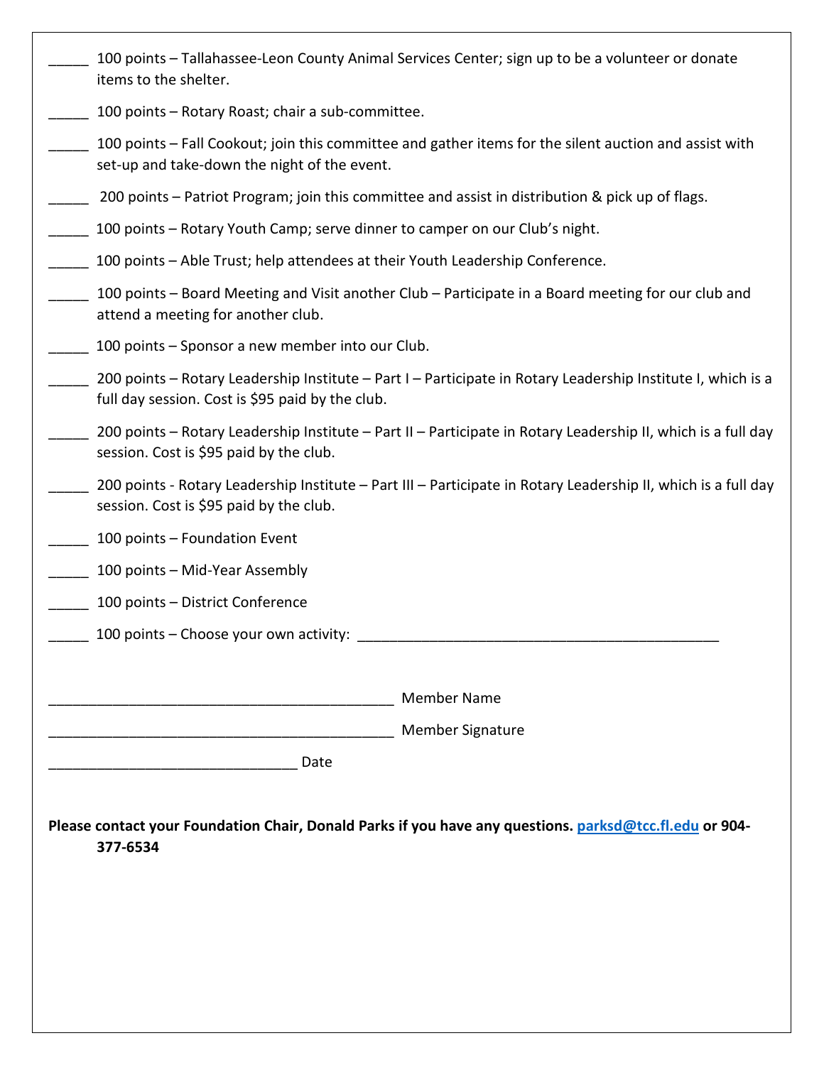_____ 100 points – Tallahassee-Leon County Animal Services Center; sign up to be a volunteer or donate items to the shelter.

_____ 100 points – Rotary Roast; chair a sub-committee.

_____ 100 points – Fall Cookout; join this committee and gather items for the silent auction and assist with set-up and take-down the night of the event.

_____ 200 points – Patriot Program; join this committee and assist in distribution & pick up of flags.

_____ 100 points – Rotary Youth Camp; serve dinner to camper on our Club's night.

_____ 100 points – Able Trust; help attendees at their Youth Leadership Conference.

_____ 100 points – Board Meeting and Visit another Club – Participate in a Board meeting for our club and attend a meeting for another club.

_____ 100 points – Sponsor a new member into our Club.

_____ 200 points – Rotary Leadership Institute – Part I – Participate in Rotary Leadership Institute I, which is a full day session. Cost is $95 paid by the club.

_____ 200 points – Rotary Leadership Institute – Part II – Participate in Rotary Leadership II, which is a full day session. Cost is $95 paid by the club.

_____ 200 points - Rotary Leadership Institute – Part III – Participate in Rotary Leadership II, which is a full day session. Cost is $95 paid by the club.

_____ 100 points – Foundation Event

_____ 100 points – Mid-Year Assembly

_____ 100 points – District Conference

_____ 100 points – Choose your own activity: _______________________________________________

_____________________________________________ Member Name

_____________________________________________ Member Signature

________________________________ Date

**Please contact your Foundation Chair, Donald Parks if you have any questions. [parksd@tcc.fl.edu](mailto:parksd@tcc.fl.edu) or 904-377-6534**